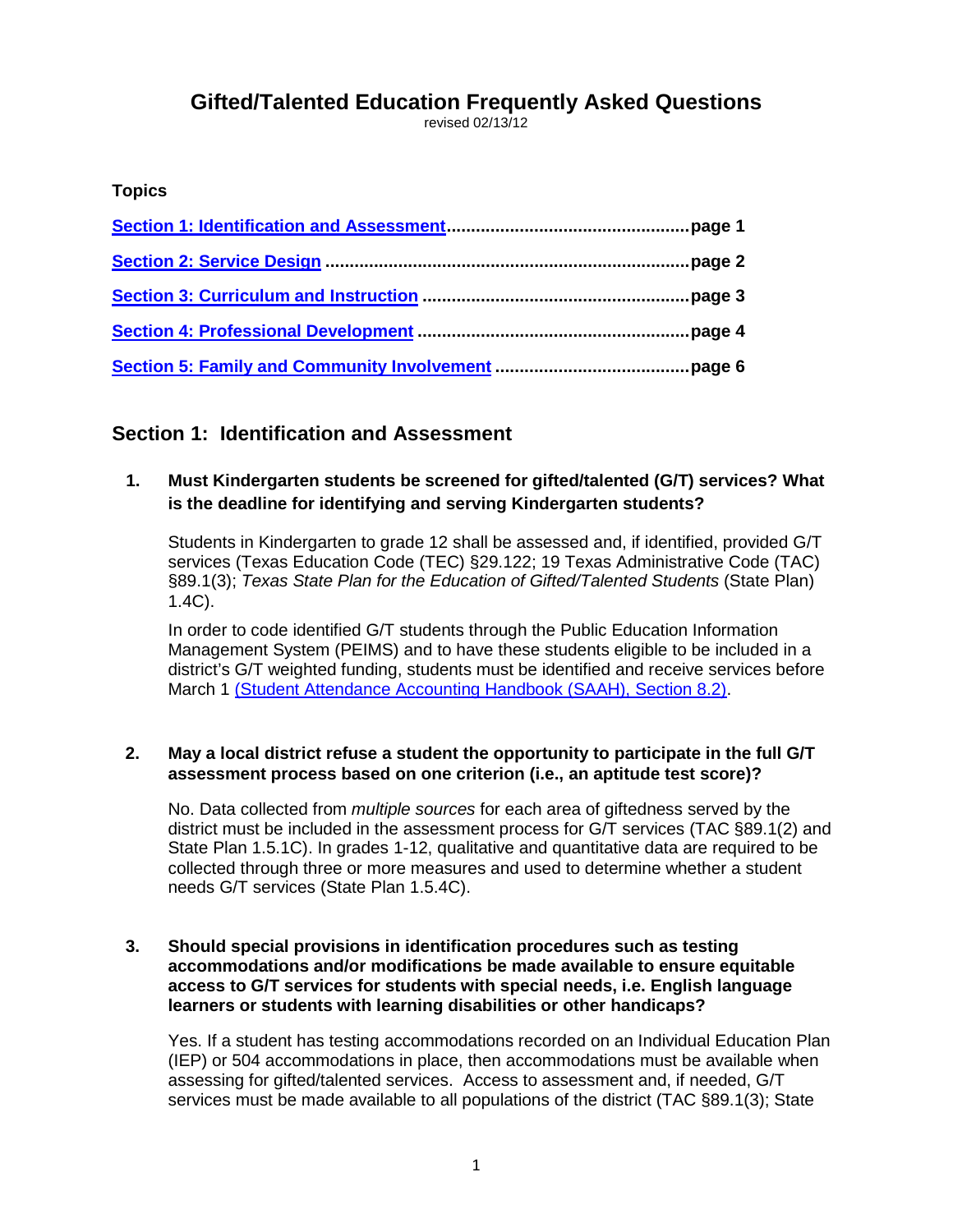# Gifted/Talented Education Frequently Asked Questions

revised 02/13/12

**Topics**

[Section 1: Identification and Assessment](#)..................................................page 1

[Section 2: Service Design](#)...........................................................................page 2

[Section 3: Curriculum and Instruction](#).......................................................page 3

[Section 4: Professional Development](#)........................................................page 4

[Section 5: Family and Community Involvement](#)........................................page 6

## Section 1: Identification and Assessment

**1. Must Kindergarten students be screened for gifted/talented (G/T) services? What is the deadline for identifying and serving Kindergarten students?**

Students in Kindergarten to grade 12 shall be assessed and, if identified, provided G/T services (Texas Education Code (TEC) §29.122; 19 Texas Administrative Code (TAC) §89.1(3); *Texas State Plan for the Education of Gifted/Talented Students* (State Plan) 1.4C).

In order to code identified G/T students through the Public Education Information Management System (PEIMS) and to have these students eligible to be included in a district's G/T weighted funding, students must be identified and receive services before March 1 [(Student Attendance Accounting Handbook (SAAH), Section 8.2)](#).

**2. May a local district refuse a student the opportunity to participate in the full G/T assessment process based on one criterion (i.e., an aptitude test score)?**

No. Data collected from *multiple sources* for each area of giftedness served by the district must be included in the assessment process for G/T services (TAC §89.1(2) and State Plan 1.5.1C). In grades 1-12, qualitative and quantitative data are required to be collected through three or more measures and used to determine whether a student needs G/T services (State Plan 1.5.4C).

**3. Should special provisions in identification procedures such as testing accommodations and/or modifications be made available to ensure equitable access to G/T services for students with special needs, i.e. English language learners or students with learning disabilities or other handicaps?**

Yes. If a student has testing accommodations recorded on an Individual Education Plan (IEP) or 504 accommodations in place, then accommodations must be available when assessing for gifted/talented services. Access to assessment and, if needed, G/T services must be made available to all populations of the district (TAC §89.1(3); State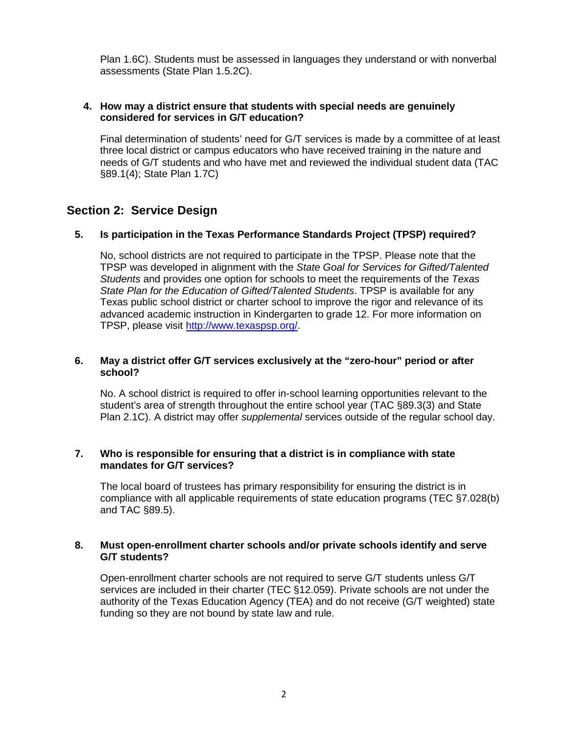Plan 1.6C). Students must be assessed in languages they understand or with nonverbal assessments (State Plan 1.5.2C).

**4. How may a district ensure that students with special needs are genuinely considered for services in G/T education?**

Final determination of students' need for G/T services is made by a committee of at least three local district or campus educators who have received training in the nature and needs of G/T students and who have met and reviewed the individual student data (TAC §89.1(4); State Plan 1.7C)

## Section 2: Service Design

**5. Is participation in the Texas Performance Standards Project (TPSP) required?**

No, school districts are not required to participate in the TPSP. Please note that the TPSP was developed in alignment with the *State Goal for Services for Gifted/Talented Students* and provides one option for schools to meet the requirements of the *Texas State Plan for the Education of Gifted/Talented Students*. TPSP is available for any Texas public school district or charter school to improve the rigor and relevance of its advanced academic instruction in Kindergarten to grade 12. For more information on TPSP, please visit [http://www.texaspsp.org/](http://www.texaspsp.org/).

**6. May a district offer G/T services exclusively at the "zero-hour" period or after school?**

No. A school district is required to offer in-school learning opportunities relevant to the student's area of strength throughout the entire school year (TAC §89.3(3) and State Plan 2.1C). A district may offer *supplemental* services outside of the regular school day.

**7. Who is responsible for ensuring that a district is in compliance with state mandates for G/T services?**

The local board of trustees has primary responsibility for ensuring the district is in compliance with all applicable requirements of state education programs (TEC §7.028(b) and TAC §89.5).

**8. Must open-enrollment charter schools and/or private schools identify and serve G/T students?**

Open-enrollment charter schools are not required to serve G/T students unless G/T services are included in their charter (TEC §12.059). Private schools are not under the authority of the Texas Education Agency (TEA) and do not receive (G/T weighted) state funding so they are not bound by state law and rule.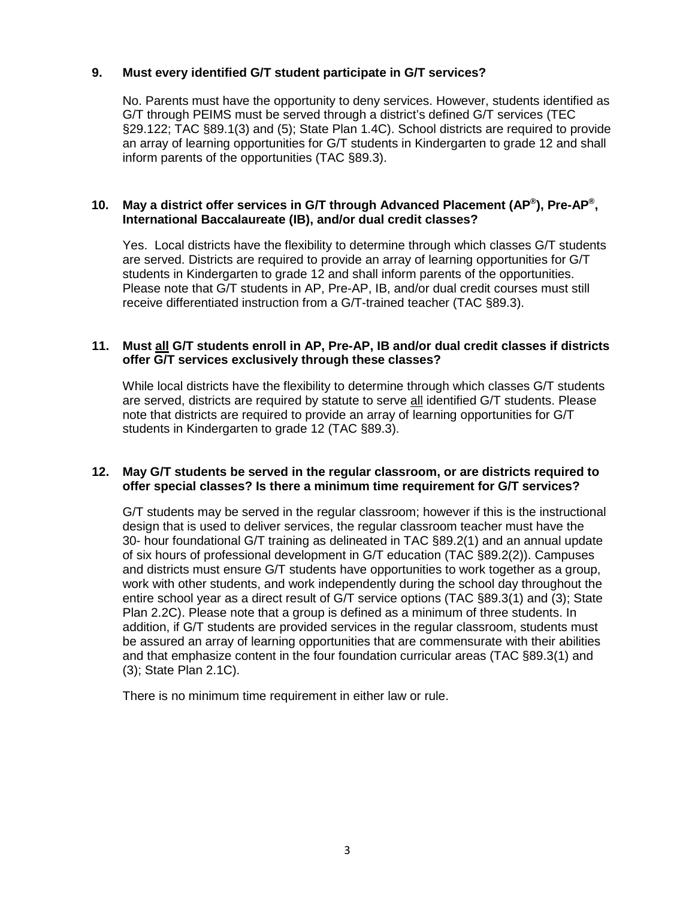**9. Must every identified G/T student participate in G/T services?**

No. Parents must have the opportunity to deny services. However, students identified as G/T through PEIMS must be served through a district's defined G/T services (TEC §29.122; TAC §89.1(3) and (5); State Plan 1.4C). School districts are required to provide an array of learning opportunities for G/T students in Kindergarten to grade 12 and shall inform parents of the opportunities (TAC §89.3).

**10. May a district offer services in G/T through Advanced Placement (AP®), Pre-AP®, International Baccalaureate (IB), and/or dual credit classes?**

Yes. Local districts have the flexibility to determine through which classes G/T students are served. Districts are required to provide an array of learning opportunities for G/T students in Kindergarten to grade 12 and shall inform parents of the opportunities. Please note that G/T students in AP, Pre-AP, IB, and/or dual credit courses must still receive differentiated instruction from a G/T-trained teacher (TAC §89.3).

**11. Must <u>all</u> G/T students enroll in AP, Pre-AP, IB and/or dual credit classes if districts offer G/T services exclusively through these classes?**

While local districts have the flexibility to determine through which classes G/T students are served, districts are required by statute to serve <u>all</u> identified G/T students. Please note that districts are required to provide an array of learning opportunities for G/T students in Kindergarten to grade 12 (TAC §89.3).

**12. May G/T students be served in the regular classroom, or are districts required to offer special classes? Is there a minimum time requirement for G/T services?**

G/T students may be served in the regular classroom; however if this is the instructional design that is used to deliver services, the regular classroom teacher must have the 30- hour foundational G/T training as delineated in TAC §89.2(1) and an annual update of six hours of professional development in G/T education (TAC §89.2(2)). Campuses and districts must ensure G/T students have opportunities to work together as a group, work with other students, and work independently during the school day throughout the entire school year as a direct result of G/T service options (TAC §89.3(1) and (3); State Plan 2.2C). Please note that a group is defined as a minimum of three students. In addition, if G/T students are provided services in the regular classroom, students must be assured an array of learning opportunities that are commensurate with their abilities and that emphasize content in the four foundation curricular areas (TAC §89.3(1) and (3); State Plan 2.1C).

There is no minimum time requirement in either law or rule.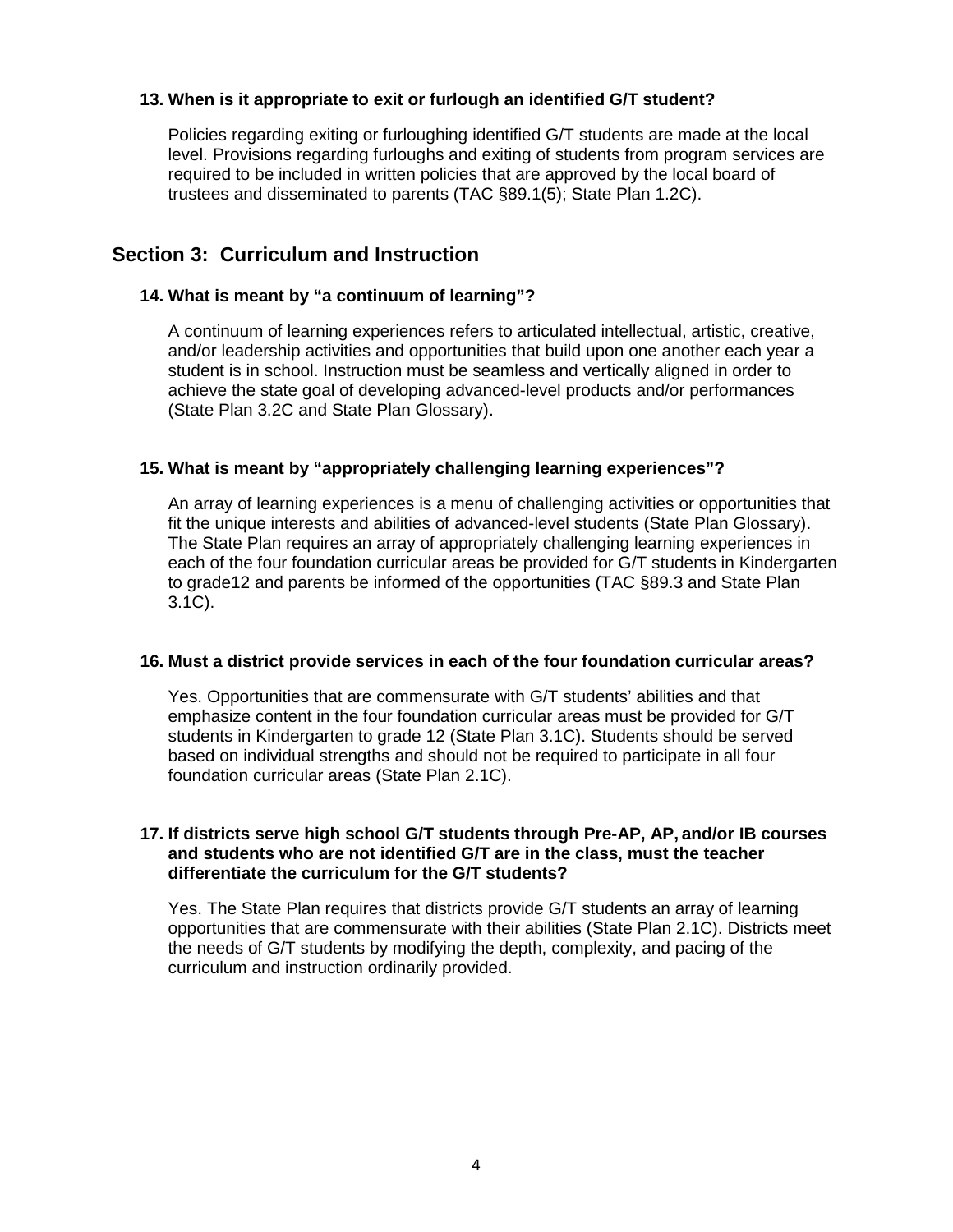**13. When is it appropriate to exit or furlough an identified G/T student?**

Policies regarding exiting or furloughing identified G/T students are made at the local level. Provisions regarding furloughs and exiting of students from program services are required to be included in written policies that are approved by the local board of trustees and disseminated to parents (TAC §89.1(5); State Plan 1.2C).

## Section 3: Curriculum and Instruction

**14. What is meant by "a continuum of learning"?**

A continuum of learning experiences refers to articulated intellectual, artistic, creative, and/or leadership activities and opportunities that build upon one another each year a student is in school. Instruction must be seamless and vertically aligned in order to achieve the state goal of developing advanced-level products and/or performances (State Plan 3.2C and State Plan Glossary).

**15. What is meant by "appropriately challenging learning experiences"?**

An array of learning experiences is a menu of challenging activities or opportunities that fit the unique interests and abilities of advanced-level students (State Plan Glossary). The State Plan requires an array of appropriately challenging learning experiences in each of the four foundation curricular areas be provided for G/T students in Kindergarten to grade12 and parents be informed of the opportunities (TAC §89.3 and State Plan 3.1C).

**16. Must a district provide services in each of the four foundation curricular areas?**

Yes. Opportunities that are commensurate with G/T students' abilities and that emphasize content in the four foundation curricular areas must be provided for G/T students in Kindergarten to grade 12 (State Plan 3.1C). Students should be served based on individual strengths and should not be required to participate in all four foundation curricular areas (State Plan 2.1C).

**17. If districts serve high school G/T students through Pre-AP, AP, and/or IB courses and students who are not identified G/T are in the class, must the teacher differentiate the curriculum for the G/T students?**

Yes. The State Plan requires that districts provide G/T students an array of learning opportunities that are commensurate with their abilities (State Plan 2.1C). Districts meet the needs of G/T students by modifying the depth, complexity, and pacing of the curriculum and instruction ordinarily provided.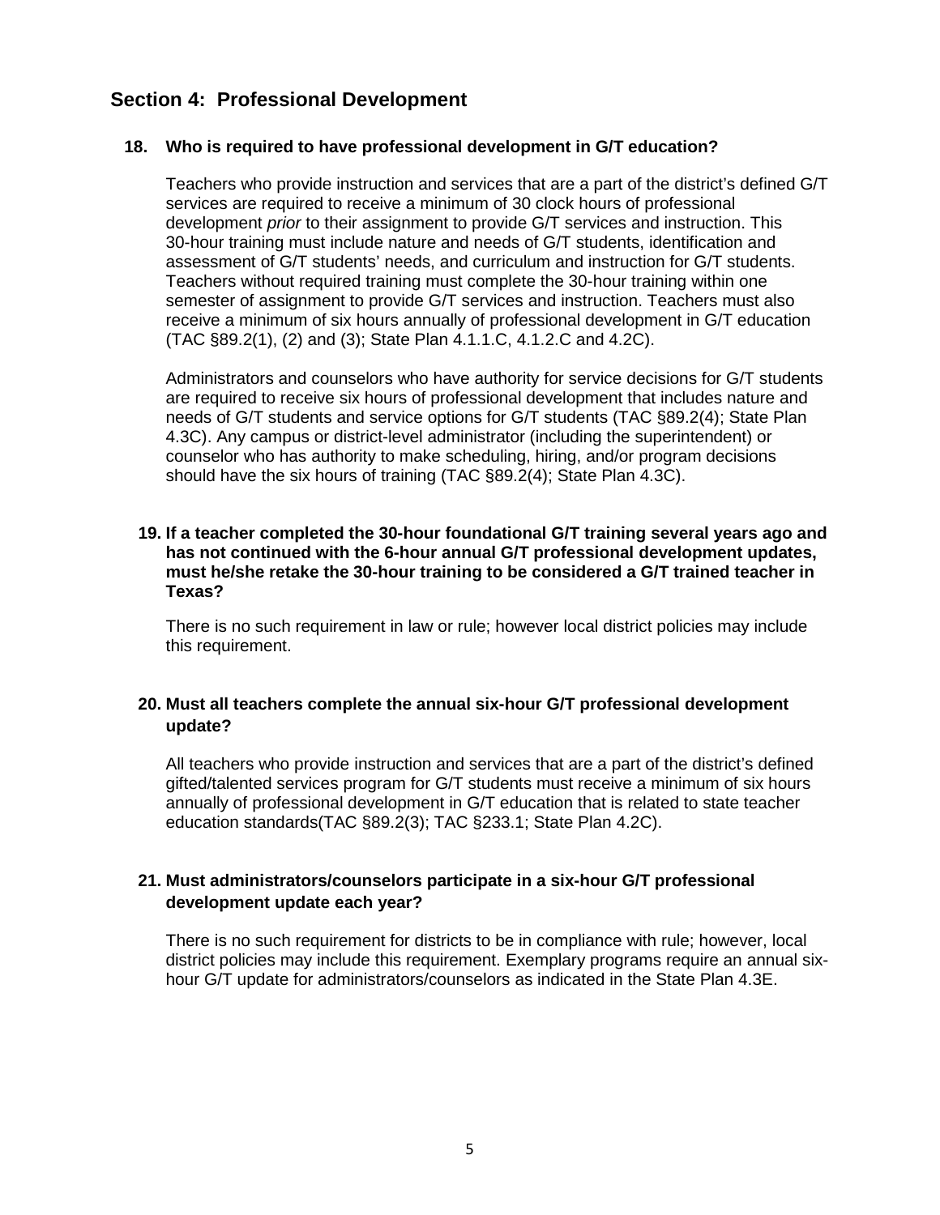## Section 4: Professional Development

**18. Who is required to have professional development in G/T education?**

Teachers who provide instruction and services that are a part of the district's defined G/T services are required to receive a minimum of 30 clock hours of professional development *prior* to their assignment to provide G/T services and instruction. This 30-hour training must include nature and needs of G/T students, identification and assessment of G/T students' needs, and curriculum and instruction for G/T students. Teachers without required training must complete the 30-hour training within one semester of assignment to provide G/T services and instruction. Teachers must also receive a minimum of six hours annually of professional development in G/T education (TAC §89.2(1), (2) and (3); State Plan 4.1.1.C, 4.1.2.C and 4.2C).

Administrators and counselors who have authority for service decisions for G/T students are required to receive six hours of professional development that includes nature and needs of G/T students and service options for G/T students (TAC §89.2(4); State Plan 4.3C). Any campus or district-level administrator (including the superintendent) or counselor who has authority to make scheduling, hiring, and/or program decisions should have the six hours of training (TAC §89.2(4); State Plan 4.3C).

**19. If a teacher completed the 30-hour foundational G/T training several years ago and has not continued with the 6-hour annual G/T professional development updates, must he/she retake the 30-hour training to be considered a G/T trained teacher in Texas?**

There is no such requirement in law or rule; however local district policies may include this requirement.

**20. Must all teachers complete the annual six-hour G/T professional development update?**

All teachers who provide instruction and services that are a part of the district's defined gifted/talented services program for G/T students must receive a minimum of six hours annually of professional development in G/T education that is related to state teacher education standards(TAC §89.2(3); TAC §233.1; State Plan 4.2C).

**21. Must administrators/counselors participate in a six-hour G/T professional development update each year?**

There is no such requirement for districts to be in compliance with rule; however, local district policies may include this requirement. Exemplary programs require an annual six-hour G/T update for administrators/counselors as indicated in the State Plan 4.3E.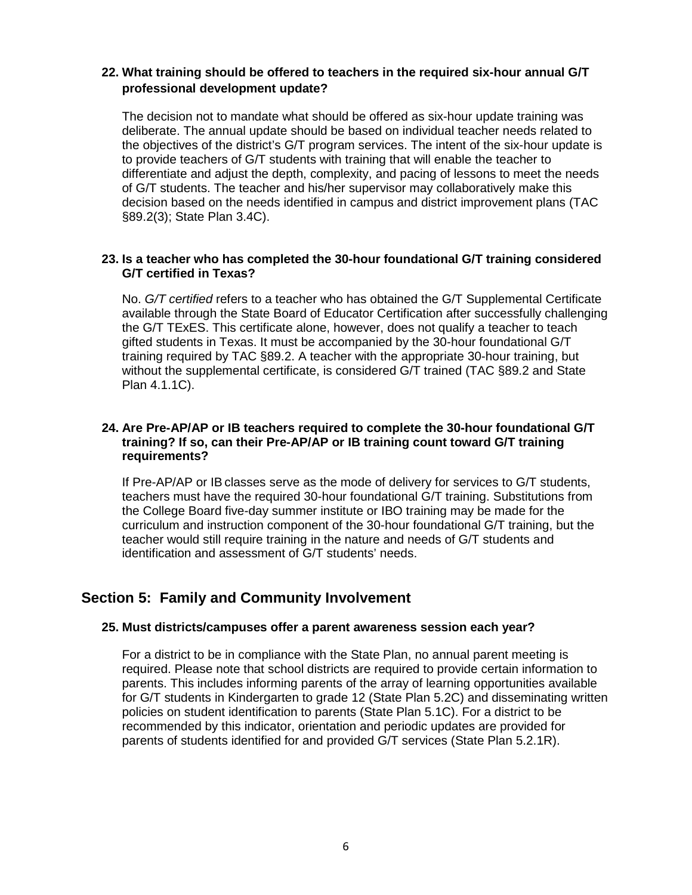**22. What training should be offered to teachers in the required six-hour annual G/T professional development update?**

The decision not to mandate what should be offered as six-hour update training was deliberate. The annual update should be based on individual teacher needs related to the objectives of the district's G/T program services. The intent of the six-hour update is to provide teachers of G/T students with training that will enable the teacher to differentiate and adjust the depth, complexity, and pacing of lessons to meet the needs of G/T students. The teacher and his/her supervisor may collaboratively make this decision based on the needs identified in campus and district improvement plans (TAC §89.2(3); State Plan 3.4C).

**23. Is a teacher who has completed the 30-hour foundational G/T training considered G/T certified in Texas?**

No. *G/T certified* refers to a teacher who has obtained the G/T Supplemental Certificate available through the State Board of Educator Certification after successfully challenging the G/T TExES. This certificate alone, however, does not qualify a teacher to teach gifted students in Texas. It must be accompanied by the 30-hour foundational G/T training required by TAC §89.2. A teacher with the appropriate 30-hour training, but without the supplemental certificate, is considered G/T trained (TAC §89.2 and State Plan 4.1.1C).

**24. Are Pre-AP/AP or IB teachers required to complete the 30-hour foundational G/T training? If so, can their Pre-AP/AP or IB training count toward G/T training requirements?**

If Pre-AP/AP or IB classes serve as the mode of delivery for services to G/T students, teachers must have the required 30-hour foundational G/T training. Substitutions from the College Board five-day summer institute or IBO training may be made for the curriculum and instruction component of the 30-hour foundational G/T training, but the teacher would still require training in the nature and needs of G/T students and identification and assessment of G/T students' needs.

## Section 5: Family and Community Involvement

**25. Must districts/campuses offer a parent awareness session each year?**

For a district to be in compliance with the State Plan, no annual parent meeting is required. Please note that school districts are required to provide certain information to parents. This includes informing parents of the array of learning opportunities available for G/T students in Kindergarten to grade 12 (State Plan 5.2C) and disseminating written policies on student identification to parents (State Plan 5.1C). For a district to be recommended by this indicator, orientation and periodic updates are provided for parents of students identified for and provided G/T services (State Plan 5.2.1R).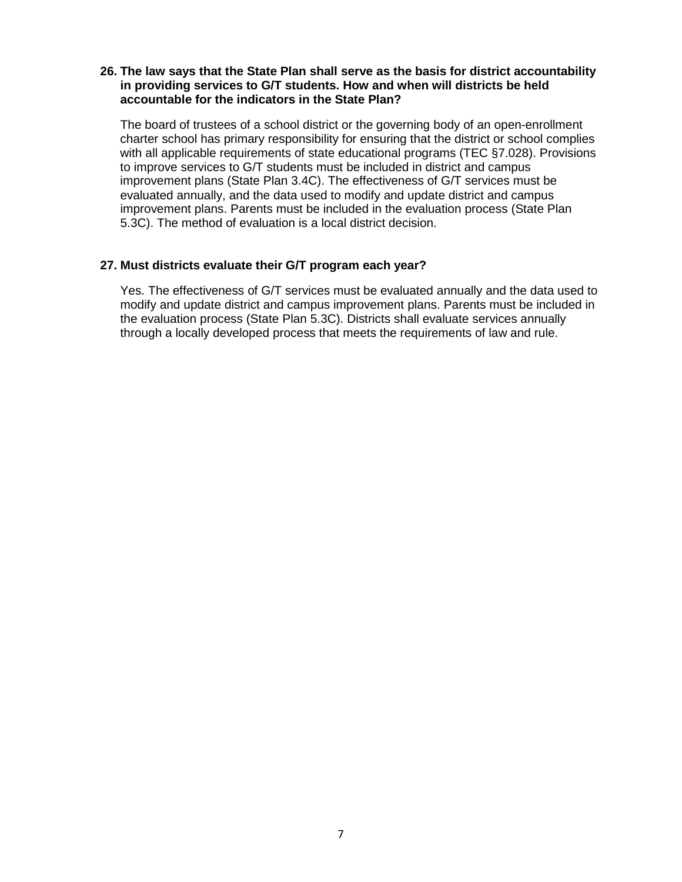**26. The law says that the State Plan shall serve as the basis for district accountability in providing services to G/T students. How and when will districts be held accountable for the indicators in the State Plan?**

The board of trustees of a school district or the governing body of an open-enrollment charter school has primary responsibility for ensuring that the district or school complies with all applicable requirements of state educational programs (TEC §7.028). Provisions to improve services to G/T students must be included in district and campus improvement plans (State Plan 3.4C). The effectiveness of G/T services must be evaluated annually, and the data used to modify and update district and campus improvement plans. Parents must be included in the evaluation process (State Plan 5.3C). The method of evaluation is a local district decision.

**27. Must districts evaluate their G/T program each year?**

Yes. The effectiveness of G/T services must be evaluated annually and the data used to modify and update district and campus improvement plans. Parents must be included in the evaluation process (State Plan 5.3C). Districts shall evaluate services annually through a locally developed process that meets the requirements of law and rule.